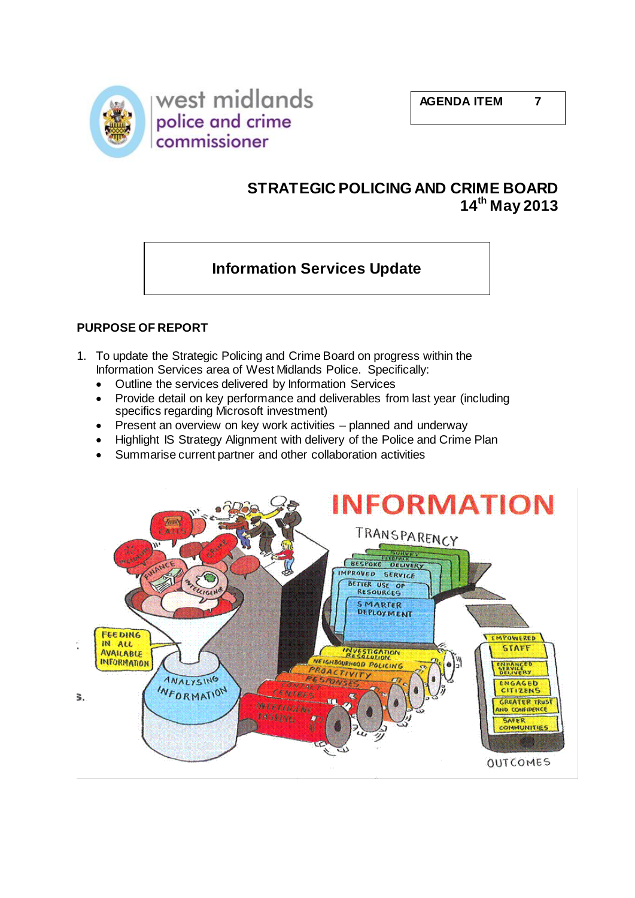west midlands police and crime commissioner

AGENDA ITEM 7

**STRATEGIC POLICING AND CRIME BOARD**
**14th May 2013**

# Information Services Update

## PURPOSE OF REPORT

1. To update the Strategic Policing and Crime Board on progress within the Information Services area of West Midlands Police. Specifically:
   - Outline the services delivered by Information Services
   - Provide detail on key performance and deliverables from last year (including specifics regarding Microsoft investment)
   - Present an overview on key work activities – planned and underway
   - Highlight IS Strategy Alignment with delivery of the Police and Crime Plan
   - Summarise current partner and other collaboration activities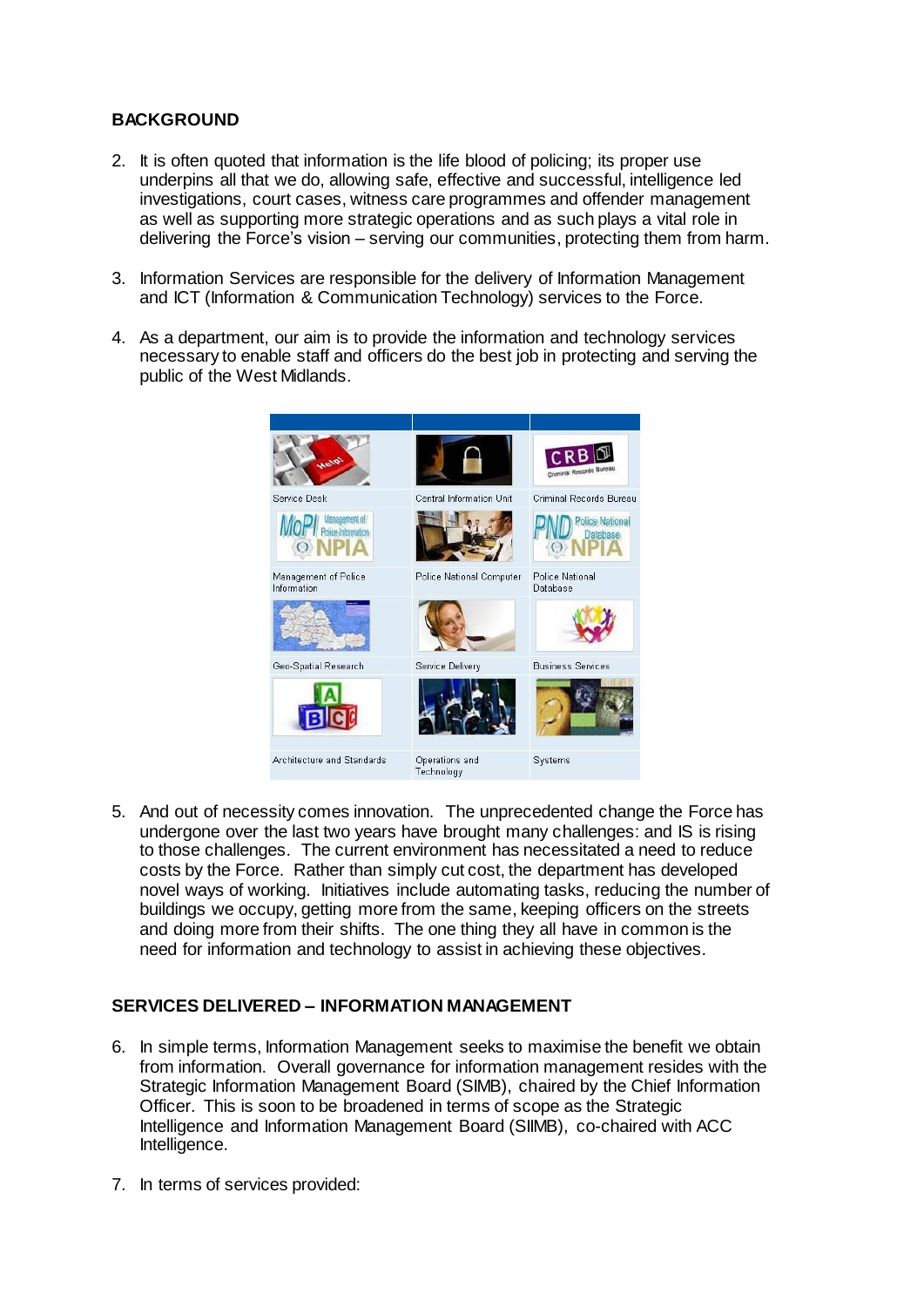## BACKGROUND

2. It is often quoted that information is the life blood of policing; its proper use underpins all that we do, allowing safe, effective and successful, intelligence led investigations, court cases, witness care programmes and offender management as well as supporting more strategic operations and as such plays a vital role in delivering the Force's vision – serving our communities, protecting them from harm.

3. Information Services are responsible for the delivery of Information Management and ICT (Information & Communication Technology) services to the Force.

4. As a department, our aim is to provide the information and technology services necessary to enable staff and officers do the best job in protecting and serving the public of the West Midlands.

| | | |
|---|---|---|
| Service Desk | Central Information Unit | Criminal Records Bureau |
| Management of Police Information | Police National Computer | Police National Database |
| Geo-Spatial Research | Service Delivery | Business Services |
| Architecture and Standards | Operations and Technology | Systems |

5. And out of necessity comes innovation. The unprecedented change the Force has undergone over the last two years have brought many challenges: and IS is rising to those challenges. The current environment has necessitated a need to reduce costs by the Force. Rather than simply cut cost, the department has developed novel ways of working. Initiatives include automating tasks, reducing the number of buildings we occupy, getting more from the same, keeping officers on the streets and doing more from their shifts. The one thing they all have in common is the need for information and technology to assist in achieving these objectives.

## SERVICES DELIVERED – INFORMATION MANAGEMENT

6. In simple terms, Information Management seeks to maximise the benefit we obtain from information. Overall governance for information management resides with the Strategic Information Management Board (SIMB), chaired by the Chief Information Officer. This is soon to be broadened in terms of scope as the Strategic Intelligence and Information Management Board (SIIMB), co-chaired with ACC Intelligence.

7. In terms of services provided: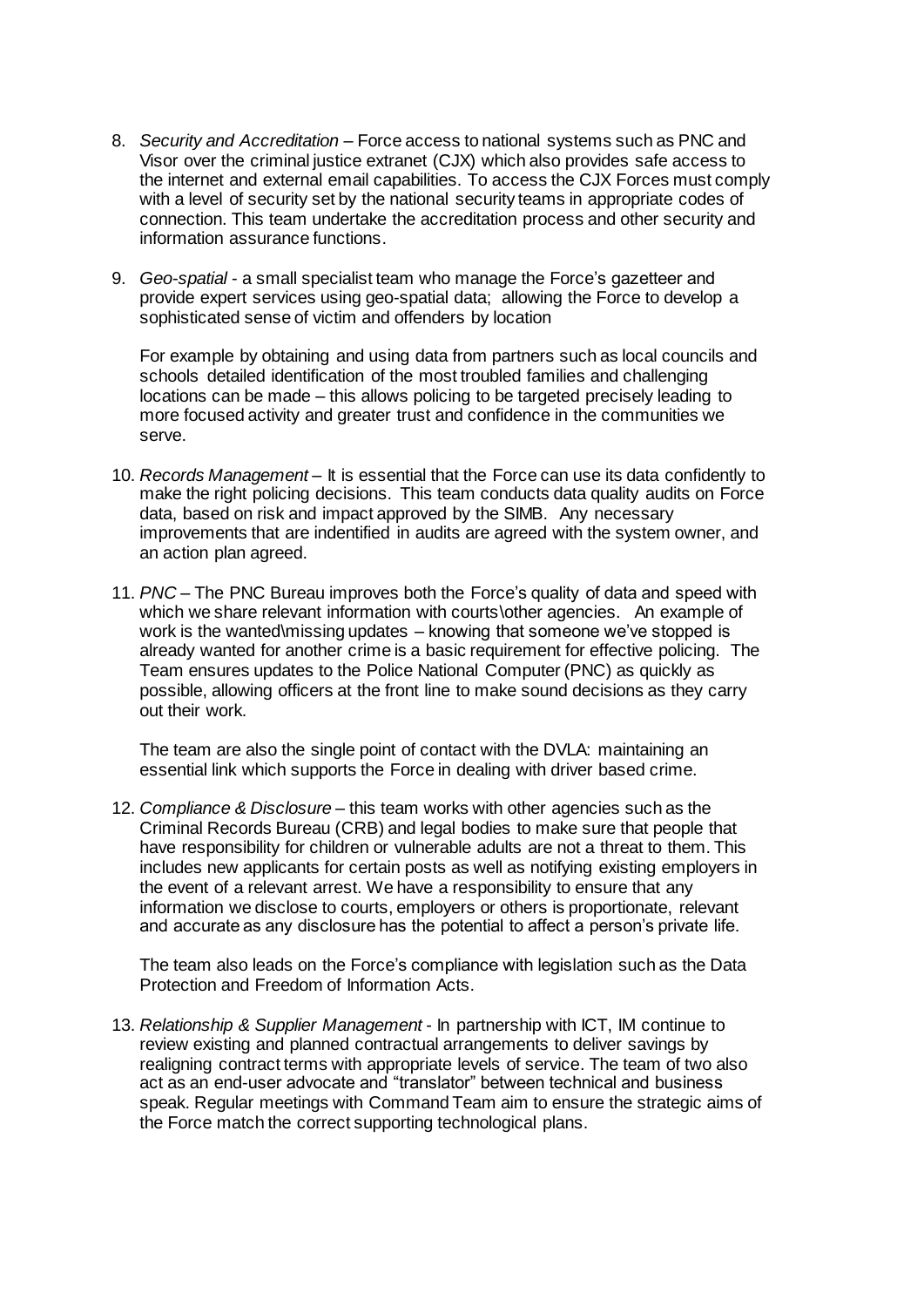8. *Security and Accreditation* – Force access to national systems such as PNC and Visor over the criminal justice extranet (CJX) which also provides safe access to the internet and external email capabilities. To access the CJX Forces must comply with a level of security set by the national security teams in appropriate codes of connection. This team undertake the accreditation process and other security and information assurance functions.

9. *Geo-spatial* - a small specialist team who manage the Force's gazetteer and provide expert services using geo-spatial data; allowing the Force to develop a sophisticated sense of victim and offenders by location

   For example by obtaining and using data from partners such as local councils and schools detailed identification of the most troubled families and challenging locations can be made – this allows policing to be targeted precisely leading to more focused activity and greater trust and confidence in the communities we serve.

10. *Records Management* – It is essential that the Force can use its data confidently to make the right policing decisions. This team conducts data quality audits on Force data, based on risk and impact approved by the SIMB. Any necessary improvements that are indentified in audits are agreed with the system owner, and an action plan agreed.

11. *PNC* – The PNC Bureau improves both the Force's quality of data and speed with which we share relevant information with courts\other agencies. An example of work is the wanted\missing updates – knowing that someone we've stopped is already wanted for another crime is a basic requirement for effective policing. The Team ensures updates to the Police National Computer (PNC) as quickly as possible, allowing officers at the front line to make sound decisions as they carry out their work.

    The team are also the single point of contact with the DVLA: maintaining an essential link which supports the Force in dealing with driver based crime.

12. *Compliance & Disclosure* – this team works with other agencies such as the Criminal Records Bureau (CRB) and legal bodies to make sure that people that have responsibility for children or vulnerable adults are not a threat to them. This includes new applicants for certain posts as well as notifying existing employers in the event of a relevant arrest. We have a responsibility to ensure that any information we disclose to courts, employers or others is proportionate, relevant and accurate as any disclosure has the potential to affect a person's private life.

    The team also leads on the Force's compliance with legislation such as the Data Protection and Freedom of Information Acts.

13. *Relationship & Supplier Management* - In partnership with ICT, IM continue to review existing and planned contractual arrangements to deliver savings by realigning contract terms with appropriate levels of service. The team of two also act as an end-user advocate and "translator" between technical and business speak. Regular meetings with Command Team aim to ensure the strategic aims of the Force match the correct supporting technological plans.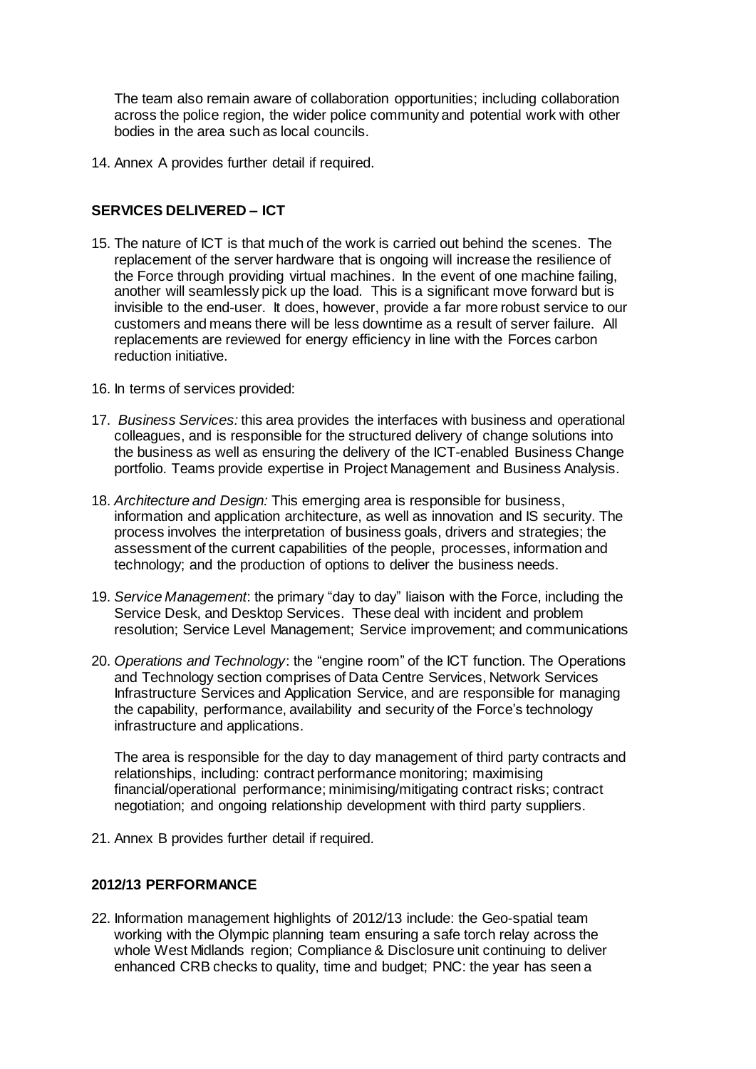The team also remain aware of collaboration opportunities; including collaboration across the police region, the wider police community and potential work with other bodies in the area such as local councils.

14. Annex A provides further detail if required.

## SERVICES DELIVERED – ICT

15. The nature of ICT is that much of the work is carried out behind the scenes. The replacement of the server hardware that is ongoing will increase the resilience of the Force through providing virtual machines. In the event of one machine failing, another will seamlessly pick up the load. This is a significant move forward but is invisible to the end-user. It does, however, provide a far more robust service to our customers and means there will be less downtime as a result of server failure. All replacements are reviewed for energy efficiency in line with the Forces carbon reduction initiative.

16. In terms of services provided:

17. *Business Services:* this area provides the interfaces with business and operational colleagues, and is responsible for the structured delivery of change solutions into the business as well as ensuring the delivery of the ICT-enabled Business Change portfolio. Teams provide expertise in Project Management and Business Analysis.

18. *Architecture and Design:* This emerging area is responsible for business, information and application architecture, as well as innovation and IS security. The process involves the interpretation of business goals, drivers and strategies; the assessment of the current capabilities of the people, processes, information and technology; and the production of options to deliver the business needs.

19. *Service Management*: the primary "day to day" liaison with the Force, including the Service Desk, and Desktop Services. These deal with incident and problem resolution; Service Level Management; Service improvement; and communications

20. *Operations and Technology*: the "engine room" of the ICT function. The Operations and Technology section comprises of Data Centre Services, Network Services Infrastructure Services and Application Service, and are responsible for managing the capability, performance, availability and security of the Force's technology infrastructure and applications.

    The area is responsible for the day to day management of third party contracts and relationships, including: contract performance monitoring; maximising financial/operational performance; minimising/mitigating contract risks; contract negotiation; and ongoing relationship development with third party suppliers.

21. Annex B provides further detail if required.

## 2012/13 PERFORMANCE

22. Information management highlights of 2012/13 include: the Geo-spatial team working with the Olympic planning team ensuring a safe torch relay across the whole West Midlands region; Compliance & Disclosure unit continuing to deliver enhanced CRB checks to quality, time and budget; PNC: the year has seen a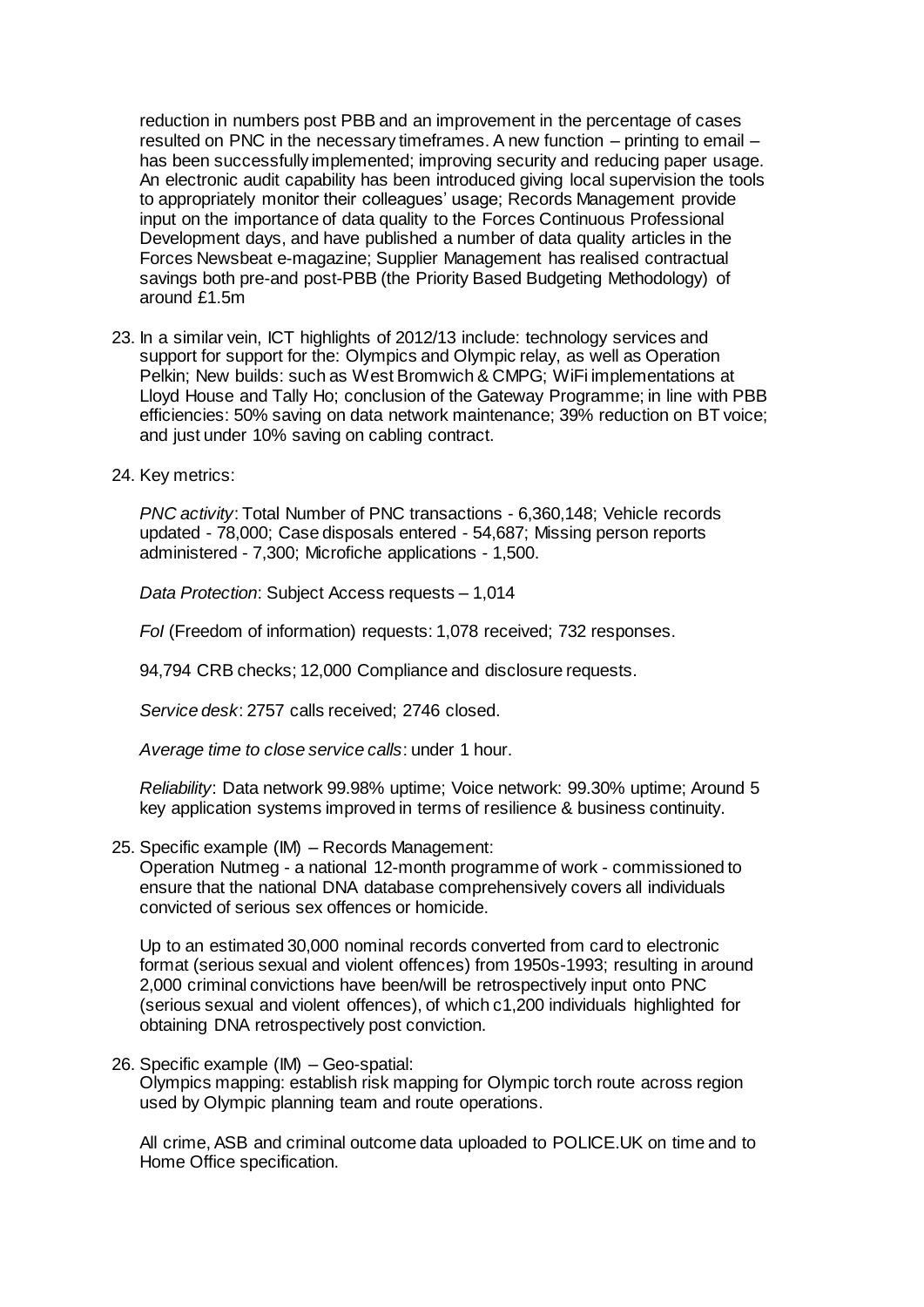reduction in numbers post PBB and an improvement in the percentage of cases resulted on PNC in the necessary timeframes. A new function – printing to email – has been successfully implemented; improving security and reducing paper usage. An electronic audit capability has been introduced giving local supervision the tools to appropriately monitor their colleagues' usage; Records Management provide input on the importance of data quality to the Forces Continuous Professional Development days, and have published a number of data quality articles in the Forces Newsbeat e-magazine; Supplier Management has realised contractual savings both pre-and post-PBB (the Priority Based Budgeting Methodology) of around £1.5m

23. In a similar vein, ICT highlights of 2012/13 include: technology services and support for support for the: Olympics and Olympic relay, as well as Operation Pelkin; New builds: such as West Bromwich & CMPG; WiFi implementations at Lloyd House and Tally Ho; conclusion of the Gateway Programme; in line with PBB efficiencies: 50% saving on data network maintenance; 39% reduction on BT voice; and just under 10% saving on cabling contract.

24. Key metrics:

    *PNC activity*: Total Number of PNC transactions - 6,360,148; Vehicle records updated - 78,000; Case disposals entered - 54,687; Missing person reports administered - 7,300; Microfiche applications - 1,500.

    *Data Protection*: Subject Access requests – 1,014

    *FoI* (Freedom of information) requests: 1,078 received; 732 responses.

    94,794 CRB checks; 12,000 Compliance and disclosure requests.

    *Service desk*: 2757 calls received; 2746 closed.

    *Average time to close service calls*: under 1 hour.

    *Reliability*: Data network 99.98% uptime; Voice network: 99.30% uptime; Around 5 key application systems improved in terms of resilience & business continuity.

25. Specific example (IM) – Records Management:
    Operation Nutmeg - a national 12-month programme of work - commissioned to ensure that the national DNA database comprehensively covers all individuals convicted of serious sex offences or homicide.

    Up to an estimated 30,000 nominal records converted from card to electronic format (serious sexual and violent offences) from 1950s-1993; resulting in around 2,000 criminal convictions have been/will be retrospectively input onto PNC (serious sexual and violent offences), of which c1,200 individuals highlighted for obtaining DNA retrospectively post conviction.

26. Specific example (IM) – Geo-spatial:
    Olympics mapping: establish risk mapping for Olympic torch route across region used by Olympic planning team and route operations.

    All crime, ASB and criminal outcome data uploaded to POLICE.UK on time and to Home Office specification.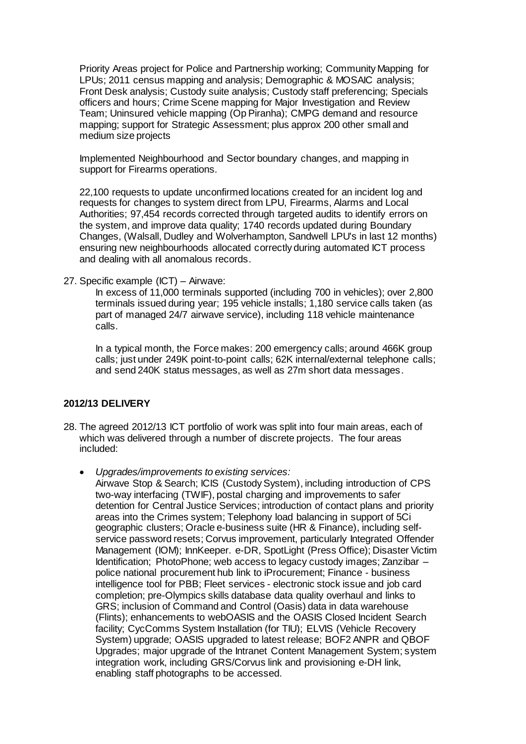Priority Areas project for Police and Partnership working; Community Mapping for LPUs; 2011 census mapping and analysis; Demographic & MOSAIC analysis; Front Desk analysis; Custody suite analysis; Custody staff preferencing; Specials officers and hours; Crime Scene mapping for Major Investigation and Review Team; Uninsured vehicle mapping (Op Piranha); CMPG demand and resource mapping; support for Strategic Assessment; plus approx 200 other small and medium size projects

Implemented Neighbourhood and Sector boundary changes, and mapping in support for Firearms operations.

22,100 requests to update unconfirmed locations created for an incident log and requests for changes to system direct from LPU, Firearms, Alarms and Local Authorities; 97,454 records corrected through targeted audits to identify errors on the system, and improve data quality; 1740 records updated during Boundary Changes, (Walsall, Dudley and Wolverhampton, Sandwell LPU's in last 12 months) ensuring new neighbourhoods allocated correctly during automated ICT process and dealing with all anomalous records.

27. Specific example (ICT) – Airwave:

    In excess of 11,000 terminals supported (including 700 in vehicles); over 2,800 terminals issued during year; 195 vehicle installs; 1,180 service calls taken (as part of managed 24/7 airwave service), including 118 vehicle maintenance calls.

    In a typical month, the Force makes: 200 emergency calls; around 466K group calls; just under 249K point-to-point calls; 62K internal/external telephone calls; and send 240K status messages, as well as 27m short data messages.

## 2012/13 DELIVERY

28. The agreed 2012/13 ICT portfolio of work was split into four main areas, each of which was delivered through a number of discrete projects. The four areas included:

    - *Upgrades/improvements to existing services:*
      Airwave Stop & Search; ICIS (Custody System), including introduction of CPS two-way interfacing (TWIF), postal charging and improvements to safer detention for Central Justice Services; introduction of contact plans and priority areas into the Crimes system; Telephony load balancing in support of 5Ci geographic clusters; Oracle e-business suite (HR & Finance), including self-service password resets; Corvus improvement, particularly Integrated Offender Management (IOM); InnKeeper. e-DR, SpotLight (Press Office); Disaster Victim Identification; PhotoPhone; web access to legacy custody images; Zanzibar – police national procurement hub link to iProcurement; Finance - business intelligence tool for PBB; Fleet services - electronic stock issue and job card completion; pre-Olympics skills database data quality overhaul and links to GRS; inclusion of Command and Control (Oasis) data in data warehouse (Flints); enhancements to webOASIS and the OASIS Closed Incident Search facility; CycComms System Installation (for TIU); ELVIS (Vehicle Recovery System) upgrade; OASIS upgraded to latest release; BOF2 ANPR and QBOF Upgrades; major upgrade of the Intranet Content Management System; system integration work, including GRS/Corvus link and provisioning e-DH link, enabling staff photographs to be accessed.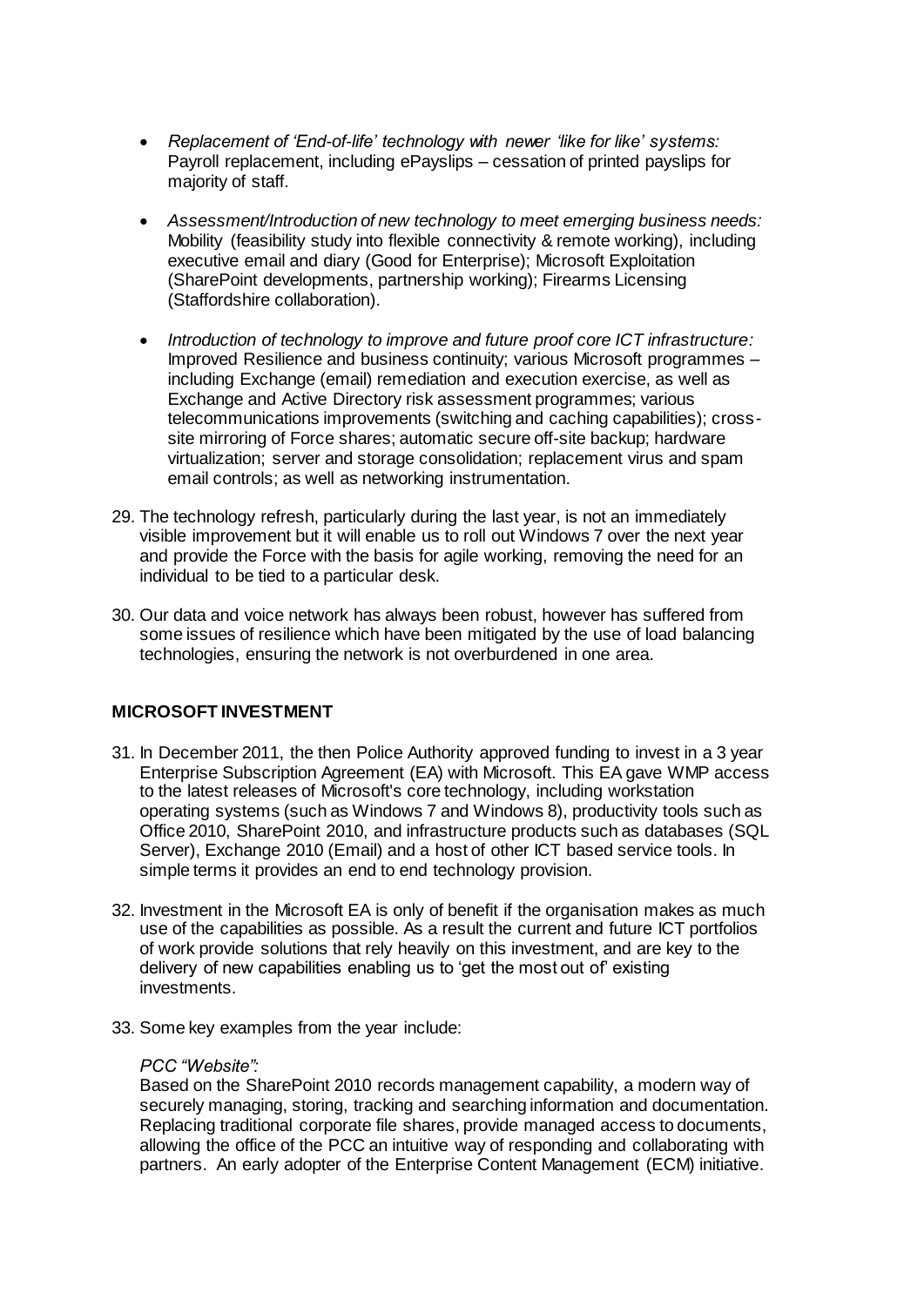- *Replacement of 'End-of-life' technology with newer 'like for like' systems:* Payroll replacement, including ePayslips – cessation of printed payslips for majority of staff.

- *Assessment/Introduction of new technology to meet emerging business needs:* Mobility (feasibility study into flexible connectivity & remote working), including executive email and diary (Good for Enterprise); Microsoft Exploitation (SharePoint developments, partnership working); Firearms Licensing (Staffordshire collaboration).

- *Introduction of technology to improve and future proof core ICT infrastructure:* Improved Resilience and business continuity; various Microsoft programmes – including Exchange (email) remediation and execution exercise, as well as Exchange and Active Directory risk assessment programmes; various telecommunications improvements (switching and caching capabilities); cross-site mirroring of Force shares; automatic secure off-site backup; hardware virtualization; server and storage consolidation; replacement virus and spam email controls; as well as networking instrumentation.

29. The technology refresh, particularly during the last year, is not an immediately visible improvement but it will enable us to roll out Windows 7 over the next year and provide the Force with the basis for agile working, removing the need for an individual to be tied to a particular desk.

30. Our data and voice network has always been robust, however has suffered from some issues of resilience which have been mitigated by the use of load balancing technologies, ensuring the network is not overburdened in one area.

**MICROSOFT INVESTMENT**

31. In December 2011, the then Police Authority approved funding to invest in a 3 year Enterprise Subscription Agreement (EA) with Microsoft. This EA gave WMP access to the latest releases of Microsoft's core technology, including workstation operating systems (such as Windows 7 and Windows 8), productivity tools such as Office 2010, SharePoint 2010, and infrastructure products such as databases (SQL Server), Exchange 2010 (Email) and a host of other ICT based service tools. In simple terms it provides an end to end technology provision.

32. Investment in the Microsoft EA is only of benefit if the organisation makes as much use of the capabilities as possible. As a result the current and future ICT portfolios of work provide solutions that rely heavily on this investment, and are key to the delivery of new capabilities enabling us to 'get the most out of' existing investments.

33. Some key examples from the year include:

    *PCC "Website":*
    Based on the SharePoint 2010 records management capability, a modern way of securely managing, storing, tracking and searching information and documentation. Replacing traditional corporate file shares, provide managed access to documents, allowing the office of the PCC an intuitive way of responding and collaborating with partners. An early adopter of the Enterprise Content Management (ECM) initiative.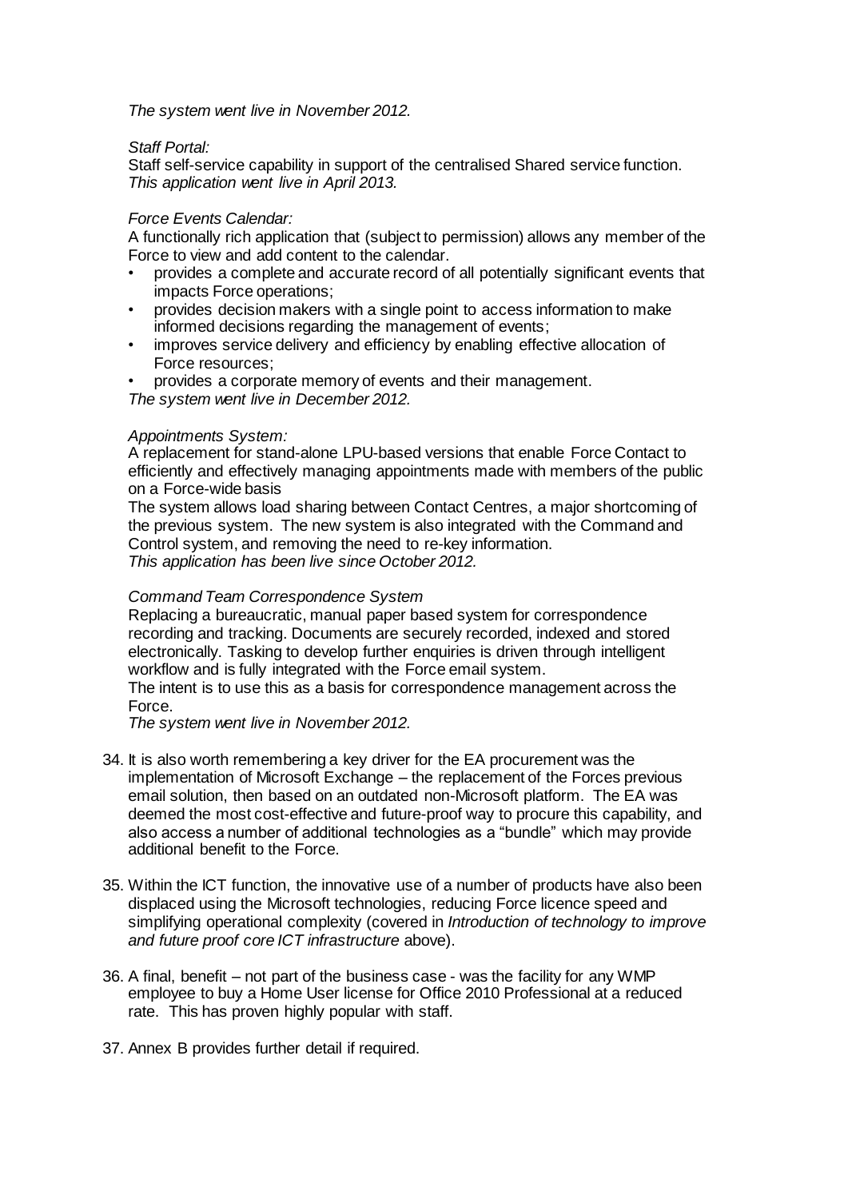*The system went live in November 2012.*

*Staff Portal:*

Staff self-service capability in support of the centralised Shared service function.
*This application went live in April 2013.*

*Force Events Calendar:*

A functionally rich application that (subject to permission) allows any member of the Force to view and add content to the calendar.

- provides a complete and accurate record of all potentially significant events that impacts Force operations;
- provides decision makers with a single point to access information to make informed decisions regarding the management of events;
- improves service delivery and efficiency by enabling effective allocation of Force resources;
- provides a corporate memory of events and their management.

*The system went live in December 2012.*

*Appointments System:*

A replacement for stand-alone LPU-based versions that enable Force Contact to efficiently and effectively managing appointments made with members of the public on a Force-wide basis

The system allows load sharing between Contact Centres, a major shortcoming of the previous system. The new system is also integrated with the Command and Control system, and removing the need to re-key information.
*This application has been live since October 2012.*

*Command Team Correspondence System*

Replacing a bureaucratic, manual paper based system for correspondence recording and tracking. Documents are securely recorded, indexed and stored electronically. Tasking to develop further enquiries is driven through intelligent workflow and is fully integrated with the Force email system.

The intent is to use this as a basis for correspondence management across the Force.
*The system went live in November 2012.*

34. It is also worth remembering a key driver for the EA procurement was the implementation of Microsoft Exchange – the replacement of the Forces previous email solution, then based on an outdated non-Microsoft platform. The EA was deemed the most cost-effective and future-proof way to procure this capability, and also access a number of additional technologies as a "bundle" which may provide additional benefit to the Force.

35. Within the ICT function, the innovative use of a number of products have also been displaced using the Microsoft technologies, reducing Force licence speed and simplifying operational complexity (covered in *Introduction of technology to improve and future proof core ICT infrastructure* above).

36. A final, benefit – not part of the business case - was the facility for any WMP employee to buy a Home User license for Office 2010 Professional at a reduced rate. This has proven highly popular with staff.

37. Annex B provides further detail if required.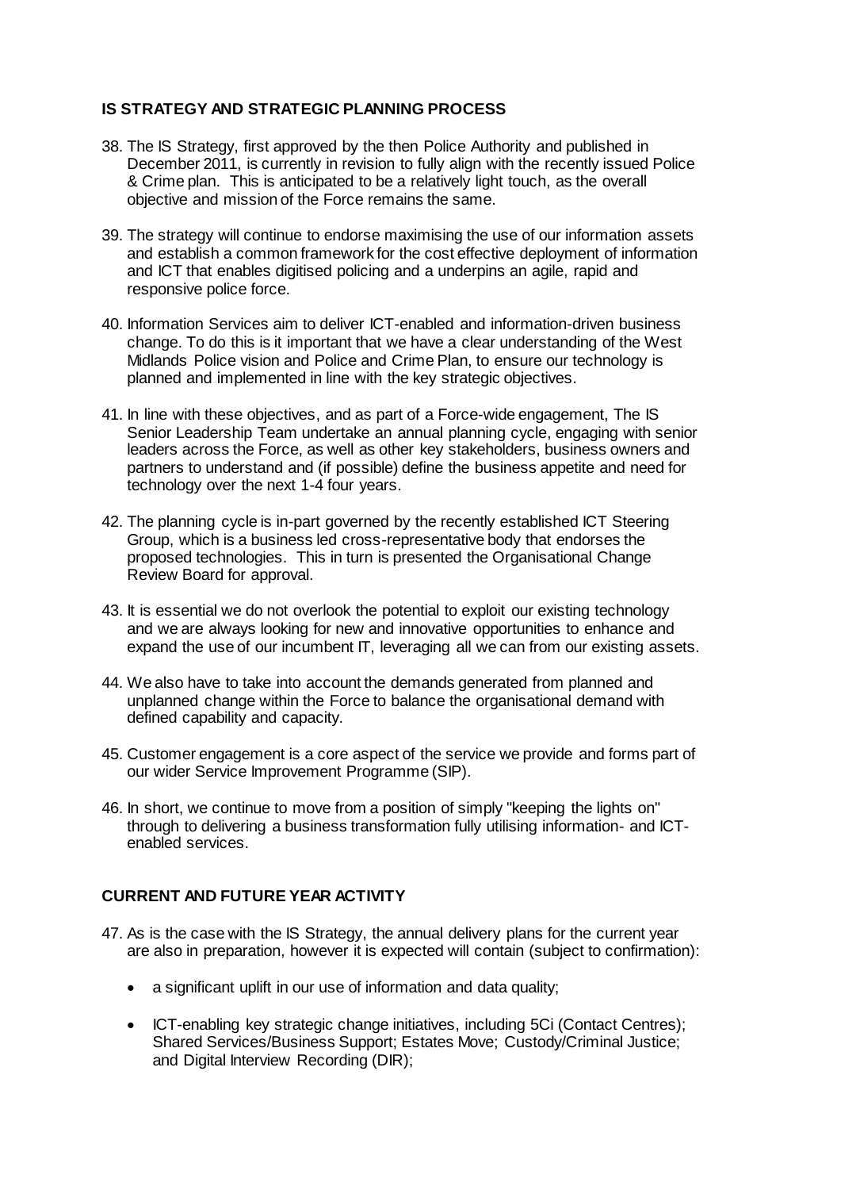**IS STRATEGY AND STRATEGIC PLANNING PROCESS**

38. The IS Strategy, first approved by the then Police Authority and published in December 2011, is currently in revision to fully align with the recently issued Police & Crime plan. This is anticipated to be a relatively light touch, as the overall objective and mission of the Force remains the same.

39. The strategy will continue to endorse maximising the use of our information assets and establish a common framework for the cost effective deployment of information and ICT that enables digitised policing and a underpins an agile, rapid and responsive police force.

40. Information Services aim to deliver ICT-enabled and information-driven business change. To do this is it important that we have a clear understanding of the West Midlands Police vision and Police and Crime Plan, to ensure our technology is planned and implemented in line with the key strategic objectives.

41. In line with these objectives, and as part of a Force-wide engagement, The IS Senior Leadership Team undertake an annual planning cycle, engaging with senior leaders across the Force, as well as other key stakeholders, business owners and partners to understand and (if possible) define the business appetite and need for technology over the next 1-4 four years.

42. The planning cycle is in-part governed by the recently established ICT Steering Group, which is a business led cross-representative body that endorses the proposed technologies. This in turn is presented the Organisational Change Review Board for approval.

43. It is essential we do not overlook the potential to exploit our existing technology and we are always looking for new and innovative opportunities to enhance and expand the use of our incumbent IT, leveraging all we can from our existing assets.

44. We also have to take into account the demands generated from planned and unplanned change within the Force to balance the organisational demand with defined capability and capacity.

45. Customer engagement is a core aspect of the service we provide and forms part of our wider Service Improvement Programme (SIP).

46. In short, we continue to move from a position of simply "keeping the lights on" through to delivering a business transformation fully utilising information- and ICT-enabled services.

**CURRENT AND FUTURE YEAR ACTIVITY**

47. As is the case with the IS Strategy, the annual delivery plans for the current year are also in preparation, however it is expected will contain (subject to confirmation):

    - a significant uplift in our use of information and data quality;

    - ICT-enabling key strategic change initiatives, including 5Ci (Contact Centres); Shared Services/Business Support; Estates Move; Custody/Criminal Justice; and Digital Interview Recording (DIR);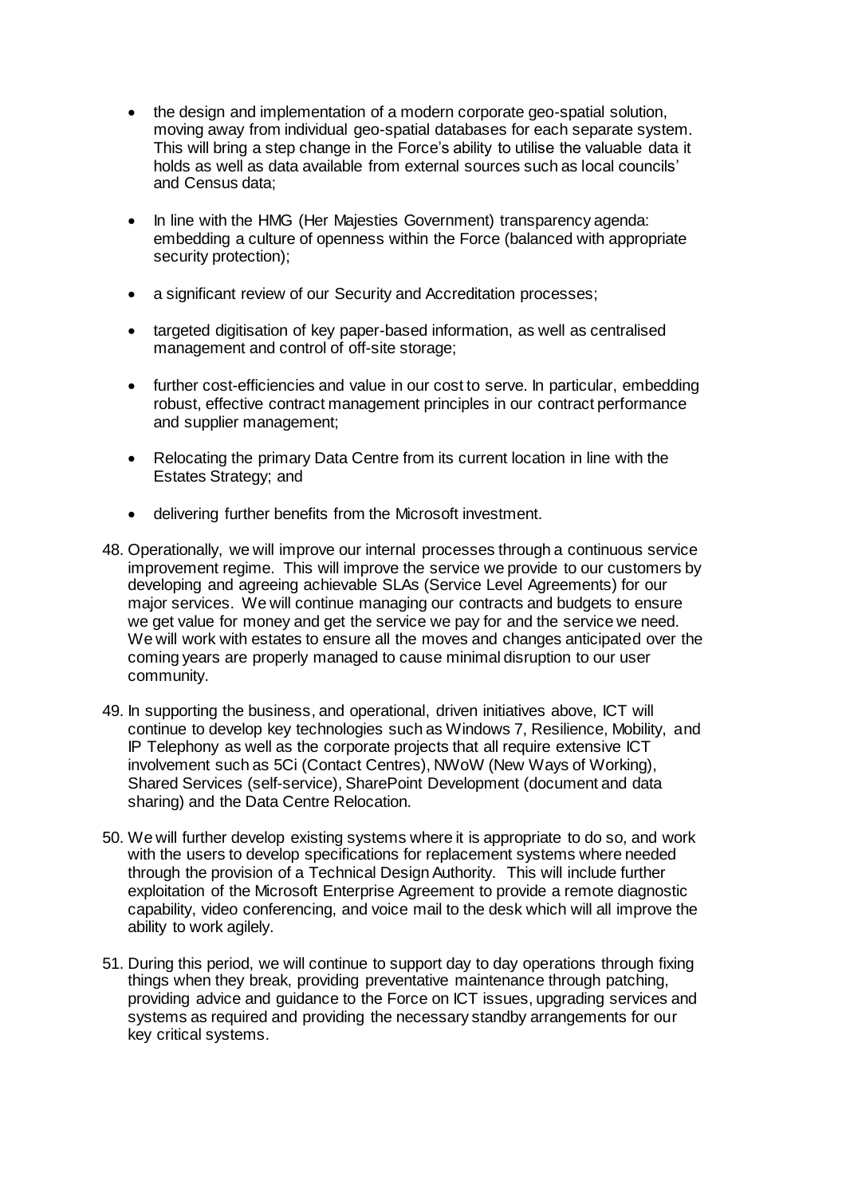- the design and implementation of a modern corporate geo-spatial solution, moving away from individual geo-spatial databases for each separate system. This will bring a step change in the Force's ability to utilise the valuable data it holds as well as data available from external sources such as local councils' and Census data;

- In line with the HMG (Her Majesties Government) transparency agenda: embedding a culture of openness within the Force (balanced with appropriate security protection);

- a significant review of our Security and Accreditation processes;

- targeted digitisation of key paper-based information, as well as centralised management and control of off-site storage;

- further cost-efficiencies and value in our cost to serve. In particular, embedding robust, effective contract management principles in our contract performance and supplier management;

- Relocating the primary Data Centre from its current location in line with the Estates Strategy; and

- delivering further benefits from the Microsoft investment.

48. Operationally, we will improve our internal processes through a continuous service improvement regime. This will improve the service we provide to our customers by developing and agreeing achievable SLAs (Service Level Agreements) for our major services. We will continue managing our contracts and budgets to ensure we get value for money and get the service we pay for and the service we need. We will work with estates to ensure all the moves and changes anticipated over the coming years are properly managed to cause minimal disruption to our user community.

49. In supporting the business, and operational, driven initiatives above, ICT will continue to develop key technologies such as Windows 7, Resilience, Mobility, and IP Telephony as well as the corporate projects that all require extensive ICT involvement such as 5Ci (Contact Centres), NWoW (New Ways of Working), Shared Services (self-service), SharePoint Development (document and data sharing) and the Data Centre Relocation.

50. We will further develop existing systems where it is appropriate to do so, and work with the users to develop specifications for replacement systems where needed through the provision of a Technical Design Authority. This will include further exploitation of the Microsoft Enterprise Agreement to provide a remote diagnostic capability, video conferencing, and voice mail to the desk which will all improve the ability to work agilely.

51. During this period, we will continue to support day to day operations through fixing things when they break, providing preventative maintenance through patching, providing advice and guidance to the Force on ICT issues, upgrading services and systems as required and providing the necessary standby arrangements for our key critical systems.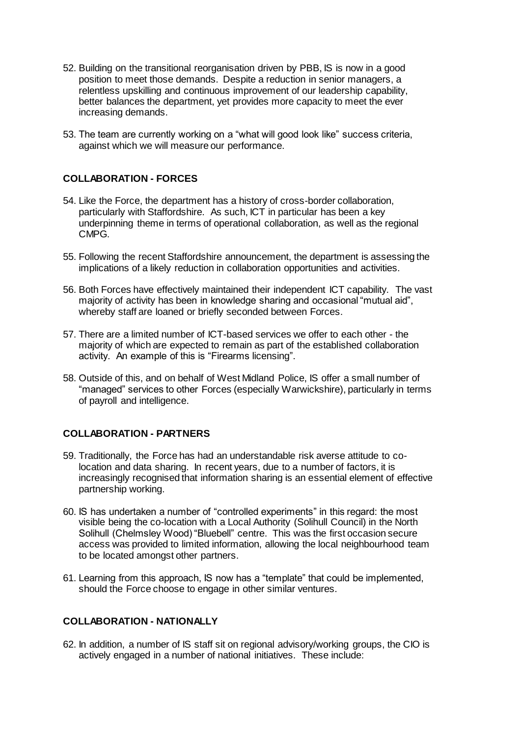52. Building on the transitional reorganisation driven by PBB, IS is now in a good position to meet those demands. Despite a reduction in senior managers, a relentless upskilling and continuous improvement of our leadership capability, better balances the department, yet provides more capacity to meet the ever increasing demands.

53. The team are currently working on a "what will good look like" success criteria, against which we will measure our performance.

**COLLABORATION - FORCES**

54. Like the Force, the department has a history of cross-border collaboration, particularly with Staffordshire. As such, ICT in particular has been a key underpinning theme in terms of operational collaboration, as well as the regional CMPG.

55. Following the recent Staffordshire announcement, the department is assessing the implications of a likely reduction in collaboration opportunities and activities.

56. Both Forces have effectively maintained their independent ICT capability. The vast majority of activity has been in knowledge sharing and occasional "mutual aid", whereby staff are loaned or briefly seconded between Forces.

57. There are a limited number of ICT-based services we offer to each other - the majority of which are expected to remain as part of the established collaboration activity. An example of this is "Firearms licensing".

58. Outside of this, and on behalf of West Midland Police, IS offer a small number of "managed" services to other Forces (especially Warwickshire), particularly in terms of payroll and intelligence.

**COLLABORATION - PARTNERS**

59. Traditionally, the Force has had an understandable risk averse attitude to co-location and data sharing. In recent years, due to a number of factors, it is increasingly recognised that information sharing is an essential element of effective partnership working.

60. IS has undertaken a number of "controlled experiments" in this regard: the most visible being the co-location with a Local Authority (Solihull Council) in the North Solihull (Chelmsley Wood) "Bluebell" centre. This was the first occasion secure access was provided to limited information, allowing the local neighbourhood team to be located amongst other partners.

61. Learning from this approach, IS now has a "template" that could be implemented, should the Force choose to engage in other similar ventures.

**COLLABORATION - NATIONALLY**

62. In addition, a number of IS staff sit on regional advisory/working groups, the CIO is actively engaged in a number of national initiatives. These include: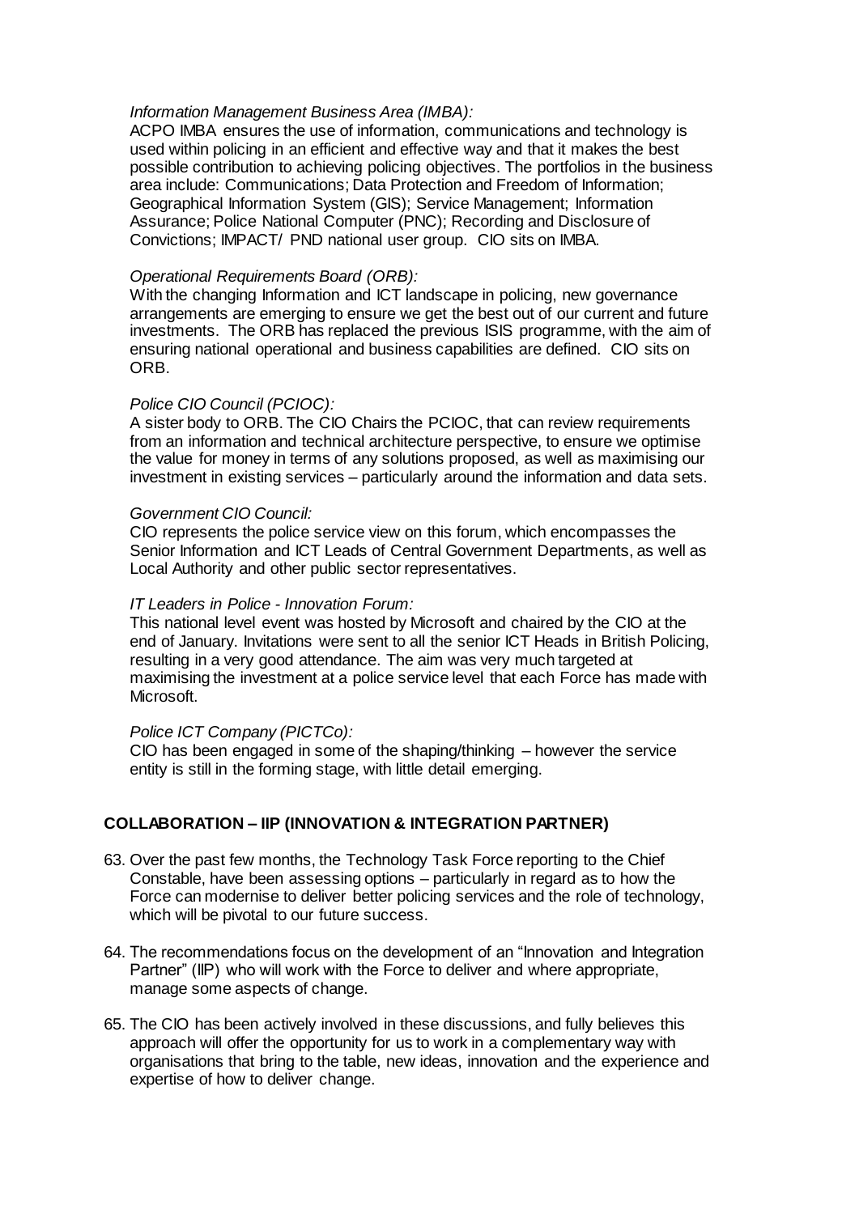*Information Management Business Area (IMBA):*

ACPO IMBA ensures the use of information, communications and technology is used within policing in an efficient and effective way and that it makes the best possible contribution to achieving policing objectives. The portfolios in the business area include: Communications; Data Protection and Freedom of Information; Geographical Information System (GIS); Service Management; Information Assurance; Police National Computer (PNC); Recording and Disclosure of Convictions; IMPACT/ PND national user group. CIO sits on IMBA.

*Operational Requirements Board (ORB):*

With the changing Information and ICT landscape in policing, new governance arrangements are emerging to ensure we get the best out of our current and future investments. The ORB has replaced the previous ISIS programme, with the aim of ensuring national operational and business capabilities are defined. CIO sits on ORB.

*Police CIO Council (PCIOC):*

A sister body to ORB. The CIO Chairs the PCIOC, that can review requirements from an information and technical architecture perspective, to ensure we optimise the value for money in terms of any solutions proposed, as well as maximising our investment in existing services – particularly around the information and data sets.

*Government CIO Council:*

CIO represents the police service view on this forum, which encompasses the Senior Information and ICT Leads of Central Government Departments, as well as Local Authority and other public sector representatives.

*IT Leaders in Police - Innovation Forum:*

This national level event was hosted by Microsoft and chaired by the CIO at the end of January. Invitations were sent to all the senior ICT Heads in British Policing, resulting in a very good attendance. The aim was very much targeted at maximising the investment at a police service level that each Force has made with Microsoft.

*Police ICT Company (PICTCo):*

CIO has been engaged in some of the shaping/thinking – however the service entity is still in the forming stage, with little detail emerging.

## COLLABORATION – IIP (INNOVATION & INTEGRATION PARTNER)

63. Over the past few months, the Technology Task Force reporting to the Chief Constable, have been assessing options – particularly in regard as to how the Force can modernise to deliver better policing services and the role of technology, which will be pivotal to our future success.

64. The recommendations focus on the development of an "Innovation and Integration Partner" (IIP) who will work with the Force to deliver and where appropriate, manage some aspects of change.

65. The CIO has been actively involved in these discussions, and fully believes this approach will offer the opportunity for us to work in a complementary way with organisations that bring to the table, new ideas, innovation and the experience and expertise of how to deliver change.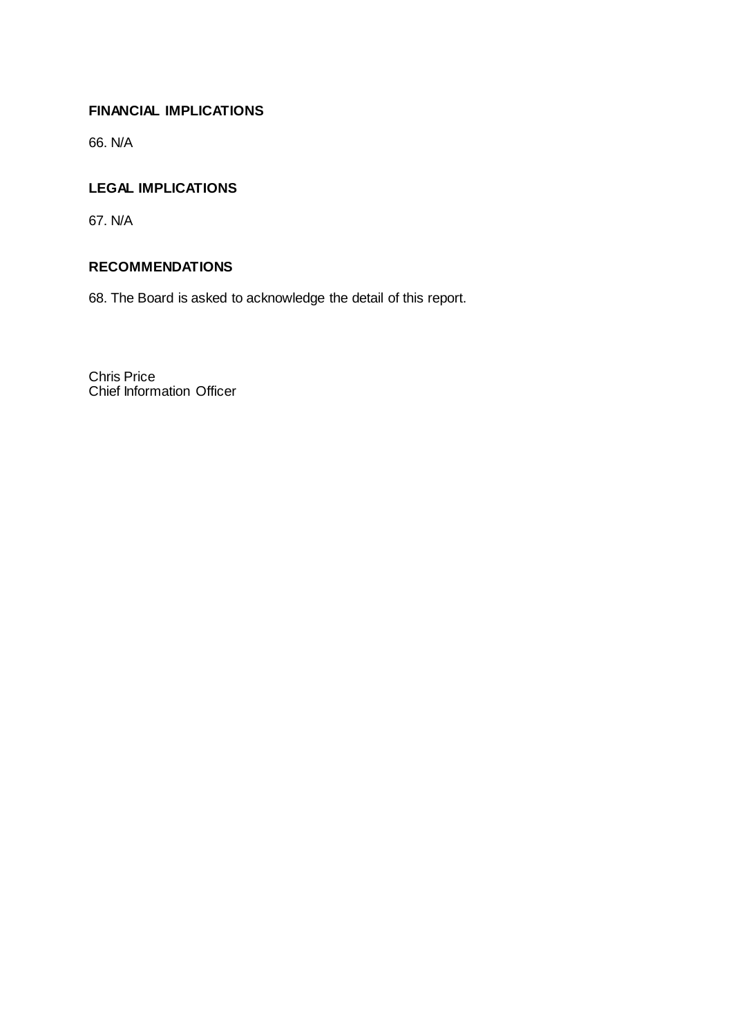## FINANCIAL IMPLICATIONS

66. N/A

## LEGAL IMPLICATIONS

67. N/A

## RECOMMENDATIONS

68. The Board is asked to acknowledge the detail of this report.

Chris Price
Chief Information Officer